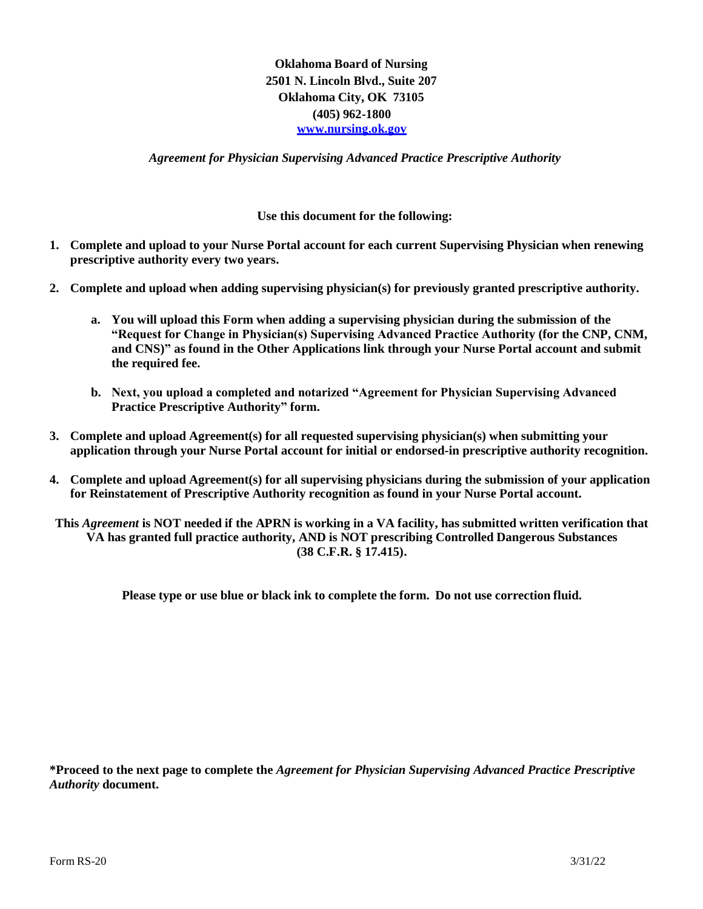**Oklahoma Board of Nursing**
**2501 N. Lincoln Blvd., Suite 207**
**Oklahoma City, OK 73105**
**(405) 962-1800**
**[www.nursing.ok.gov](http://www.nursing.ok.gov)**

***Agreement for Physician Supervising Advanced Practice Prescriptive Authority***

**Use this document for the following:**

1. **Complete and upload to your Nurse Portal account for each current Supervising Physician when renewing prescriptive authority every two years.**

2. **Complete and upload when adding supervising physician(s) for previously granted prescriptive authority.**

   a. **You will upload this Form when adding a supervising physician during the submission of the "Request for Change in Physician(s) Supervising Advanced Practice Authority (for the CNP, CNM, and CNS)" as found in the Other Applications link through your Nurse Portal account and submit the required fee.**

   b. **Next, you upload a completed and notarized "Agreement for Physician Supervising Advanced Practice Prescriptive Authority" form.**

3. **Complete and upload Agreement(s) for all requested supervising physician(s) when submitting your application through your Nurse Portal account for initial or endorsed-in prescriptive authority recognition.**

4. **Complete and upload Agreement(s) for all supervising physicians during the submission of your application for Reinstatement of Prescriptive Authority recognition as found in your Nurse Portal account.**

**This *Agreement* is NOT needed if the APRN is working in a VA facility, has submitted written verification that VA has granted full practice authority, AND is NOT prescribing Controlled Dangerous Substances (38 C.F.R. § 17.415).**

**Please type or use blue or black ink to complete the form. Do not use correction fluid.**

**\*Proceed to the next page to complete the *Agreement for Physician Supervising Advanced Practice Prescriptive Authority* document.**

Form RS-20 3/31/22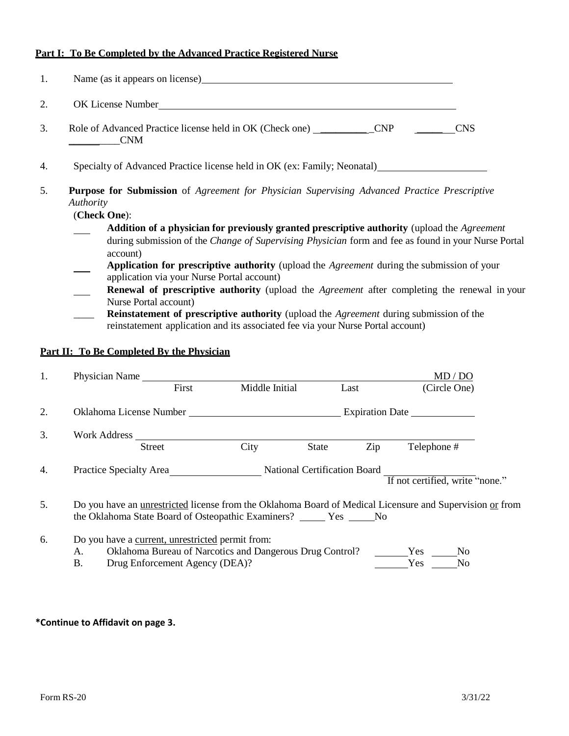**Part I: To Be Completed by the Advanced Practice Registered Nurse**

1. Name (as it appears on license) \_\_\_\_\_\_\_\_\_\_\_\_\_\_\_\_\_\_\_\_\_\_\_\_\_\_\_\_\_\_\_\_\_\_\_\_\_\_\_\_

2. OK License Number \_\_\_\_\_\_\_\_\_\_\_\_\_\_\_\_\_\_\_\_\_\_\_\_\_\_\_\_\_\_\_\_\_\_\_\_\_\_\_\_

3. Role of Advanced Practice license held in OK (Check one) \_\_\_\_\_\_\_\_\_\_\_CNP \_\_\_\_\_\_\_CNS \_\_\_\_\_\_\_\_\_CNM

4. Specialty of Advanced Practice license held in OK (ex: Family; Neonatal) \_\_\_\_\_\_\_\_\_\_\_\_\_\_\_\_\_\_\_\_

5. **Purpose for Submission** of *Agreement for Physician Supervising Advanced Practice Prescriptive Authority*
   (**Check One**):
   - \_\_\_ **Addition of a physician for previously granted prescriptive authority** (upload the *Agreement* during submission of the *Change of Supervising Physician* form and fee as found in your Nurse Portal account)
   - \_\_\_ **Application for prescriptive authority** (upload the *Agreement* during the submission of your application via your Nurse Portal account)
   - \_\_\_ **Renewal of prescriptive authority** (upload the *Agreement* after completing the renewal in your Nurse Portal account)
   - \_\_\_\_ **Reinstatement of prescriptive authority** (upload the *Agreement* during submission of the reinstatement application and its associated fee via your Nurse Portal account)

**Part II: To Be Completed By the Physician**

1. Physician Name \_\_\_\_\_\_\_\_\_\_\_\_\_\_\_\_\_\_\_\_\_\_\_\_\_\_\_\_\_\_\_\_\_\_\_\_\_\_\_\_ MD / DO
   First   Middle Initial   Last   (Circle One)

2. Oklahoma License Number \_\_\_\_\_\_\_\_\_\_\_\_\_\_\_\_\_\_\_\_\_\_\_\_ Expiration Date \_\_\_\_\_\_\_\_\_\_\_\_

3. Work Address \_\_\_\_\_\_\_\_\_\_\_\_\_\_\_\_\_\_\_\_\_\_\_\_\_\_\_\_\_\_\_\_\_\_\_\_\_\_\_\_\_\_\_\_\_\_\_\_
   Street   City   State   Zip   Telephone #

4. Practice Specialty Area \_\_\_\_\_\_\_\_\_\_\_\_\_\_\_\_ National Certification Board \_\_\_\_\_\_\_\_\_\_\_\_\_\_\_\_
   If not certified, write "none."

5. Do you have an unrestricted license from the Oklahoma Board of Medical Licensure and Supervision or from the Oklahoma State Board of Osteopathic Examiners? \_\_\_\_\_ Yes \_\_\_\_\_No

6. Do you have a current, unrestricted permit from:
   A. Oklahoma Bureau of Narcotics and Dangerous Drug Control? \_\_\_\_\_\_Yes \_\_\_\_\_No
   B. Drug Enforcement Agency (DEA)? \_\_\_\_\_\_Yes \_\_\_\_\_No

**\*Continue to Affidavit on page 3.**

Form RS-20 3/31/22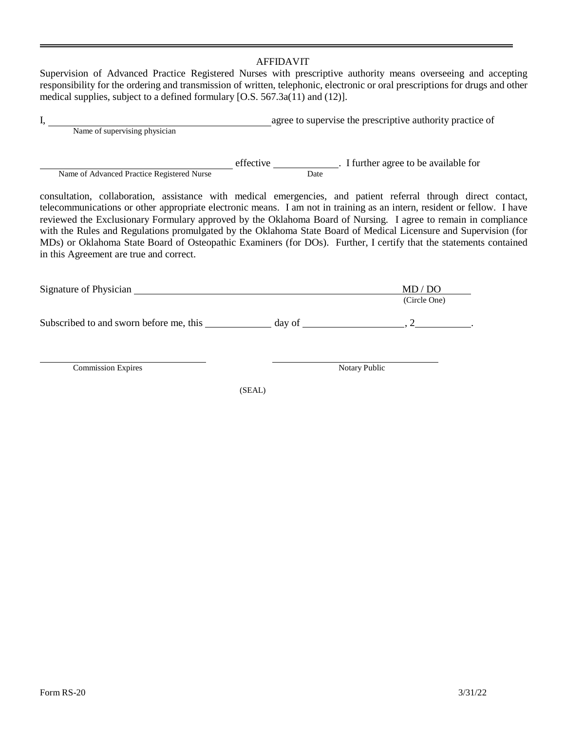## AFFIDAVIT

Supervision of Advanced Practice Registered Nurses with prescriptive authority means overseeing and accepting responsibility for the ordering and transmission of written, telephonic, electronic or oral prescriptions for drugs and other medical supplies, subject to a defined formulary [O.S. 567.3a(11) and (12)].

I, ______________________________ agree to supervise the prescriptive authority practice of
Name of supervising physician

______________________________ effective ____________. I further agree to be available for
Name of Advanced Practice Registered Nurse — Date

consultation, collaboration, assistance with medical emergencies, and patient referral through direct contact, telecommunications or other appropriate electronic means. I am not in training as an intern, resident or fellow. I have reviewed the Exclusionary Formulary approved by the Oklahoma Board of Nursing. I agree to remain in compliance with the Rules and Regulations promulgated by the Oklahoma State Board of Medical Licensure and Supervision (for MDs) or Oklahoma State Board of Osteopathic Examiners (for DOs). Further, I certify that the statements contained in this Agreement are true and correct.

Signature of Physician ______________________________ MD / DO
(Circle One)

Subscribed to and sworn before me, this ____________ day of __________________, 2__________.

______________________________ ______________________________
Commission Expires — Notary Public

(SEAL)

Form RS-20 3/31/22